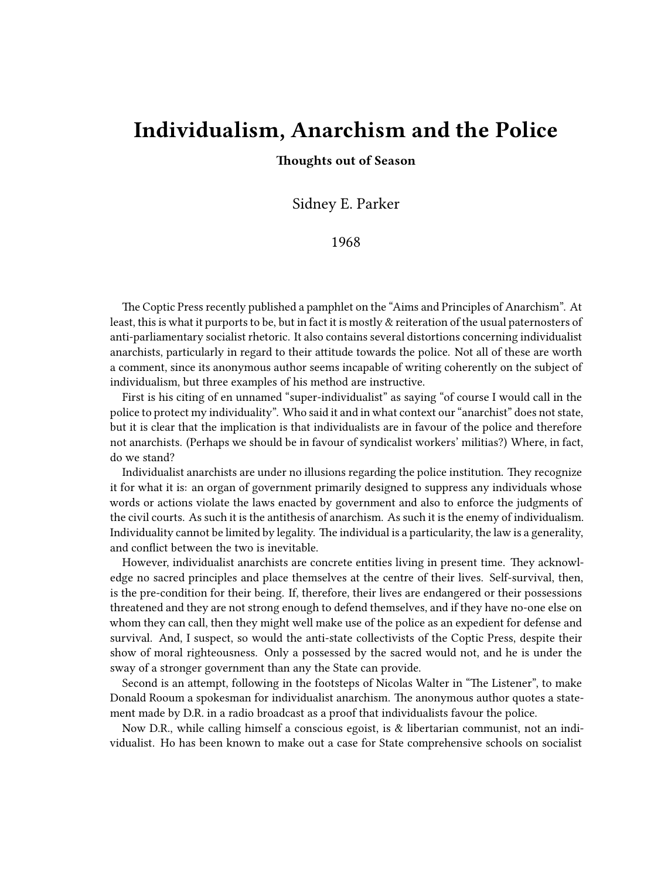# Individualism, Anarchism and the Police

**Thoughts out of Season**

Sidney E. Parker

1968

The Coptic Press recently published a pamphlet on the "Aims and Principles of Anarchism". At least, this is what it purports to be, but in fact it is mostly & reiteration of the usual paternosters of anti-parliamentary socialist rhetoric. It also contains several distortions concerning individualist anarchists, particularly in regard to their attitude towards the police. Not all of these are worth a comment, since its anonymous author seems incapable of writing coherently on the subject of individualism, but three examples of his method are instructive.

First is his citing of en unnamed "super-individualist" as saying "of course I would call in the police to protect my individuality". Who said it and in what context our "anarchist" does not state, but it is clear that the implication is that individualists are in favour of the police and therefore not anarchists. (Perhaps we should be in favour of syndicalist workers' militias?) Where, in fact, do we stand?

Individualist anarchists are under no illusions regarding the police institution. They recognize it for what it is: an organ of government primarily designed to suppress any individuals whose words or actions violate the laws enacted by government and also to enforce the judgments of the civil courts. As such it is the antithesis of anarchism. As such it is the enemy of individualism. Individuality cannot be limited by legality. The individual is a particularity, the law is a generality, and conflict between the two is inevitable.

However, individualist anarchists are concrete entities living in present time. They acknowledge no sacred principles and place themselves at the centre of their lives. Self-survival, then, is the pre-condition for their being. If, therefore, their lives are endangered or their possessions threatened and they are not strong enough to defend themselves, and if they have no-one else on whom they can call, then they might well make use of the police as an expedient for defense and survival. And, I suspect, so would the anti-state collectivists of the Coptic Press, despite their show of moral righteousness. Only a possessed by the sacred would not, and he is under the sway of a stronger government than any the State can provide.

Second is an attempt, following in the footsteps of Nicolas Walter in "The Listener", to make Donald Rooum a spokesman for individualist anarchism. The anonymous author quotes a statement made by D.R. in a radio broadcast as a proof that individualists favour the police.

Now D.R., while calling himself a conscious egoist, is & libertarian communist, not an individualist. Ho has been known to make out a case for State comprehensive schools on socialist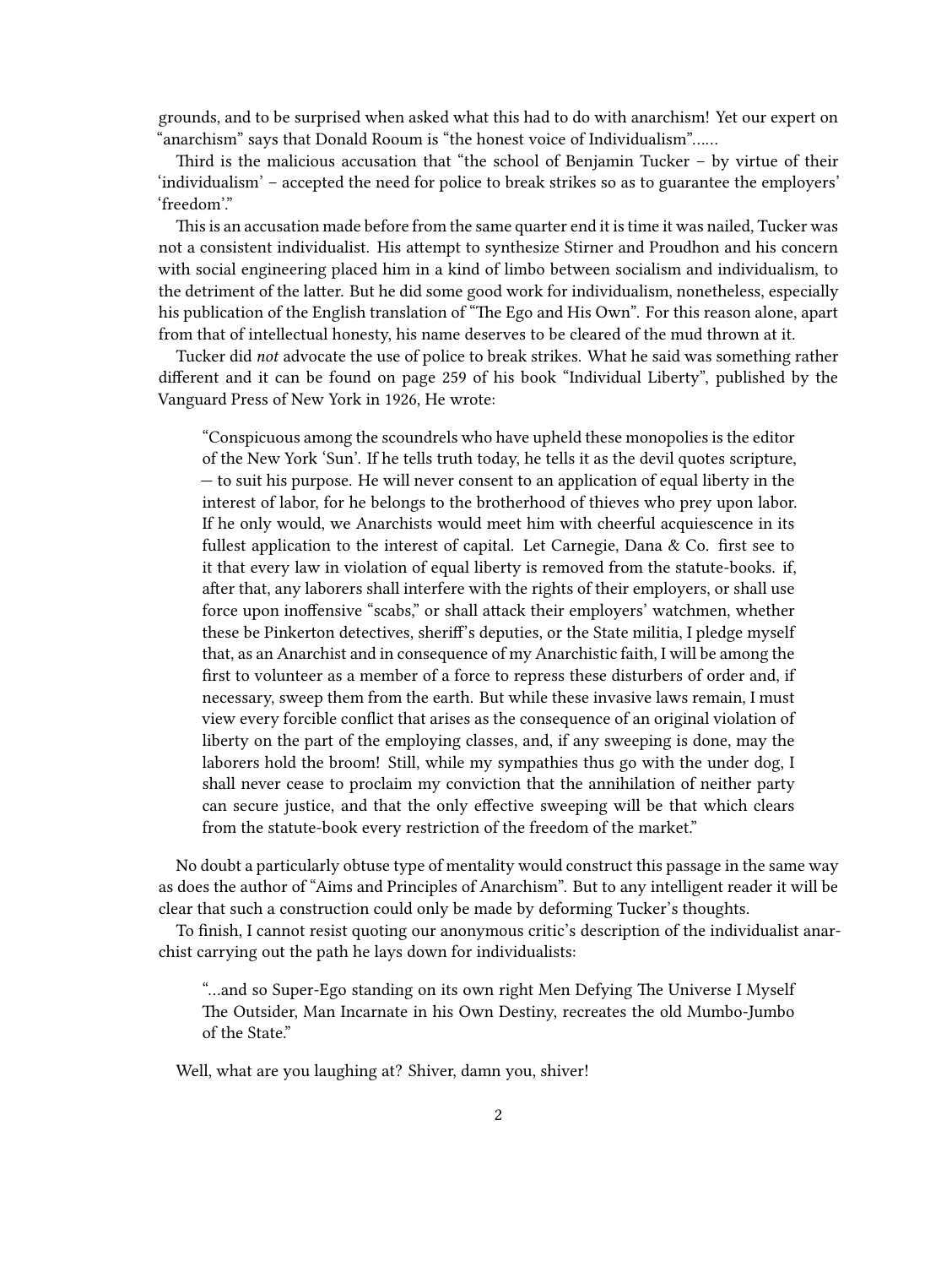grounds, and to be surprised when asked what this had to do with anarchism! Yet our expert on "anarchism" says that Donald Rooum is "the honest voice of Individualism"……

Third is the malicious accusation that "the school of Benjamin Tucker – by virtue of their 'individualism' – accepted the need for police to break strikes so as to guarantee the employers' 'freedom'."

This is an accusation made before from the same quarter end it is time it was nailed, Tucker was not a consistent individualist. His attempt to synthesize Stirner and Proudhon and his concern with social engineering placed him in a kind of limbo between socialism and individualism, to the detriment of the latter. But he did some good work for individualism, nonetheless, especially his publication of the English translation of "The Ego and His Own". For this reason alone, apart from that of intellectual honesty, his name deserves to be cleared of the mud thrown at it.

Tucker did *not* advocate the use of police to break strikes. What he said was something rather different and it can be found on page 259 of his book "Individual Liberty", published by the Vanguard Press of New York in 1926, He wrote:

> "Conspicuous among the scoundrels who have upheld these monopolies is the editor of the New York 'Sun'. If he tells truth today, he tells it as the devil quotes scripture, — to suit his purpose. He will never consent to an application of equal liberty in the interest of labor, for he belongs to the brotherhood of thieves who prey upon labor. If he only would, we Anarchists would meet him with cheerful acquiescence in its fullest application to the interest of capital. Let Carnegie, Dana & Co. first see to it that every law in violation of equal liberty is removed from the statute-books. if, after that, any laborers shall interfere with the rights of their employers, or shall use force upon inoffensive "scabs," or shall attack their employers' watchmen, whether these be Pinkerton detectives, sheriff's deputies, or the State militia, I pledge myself that, as an Anarchist and in consequence of my Anarchistic faith, I will be among the first to volunteer as a member of a force to repress these disturbers of order and, if necessary, sweep them from the earth. But while these invasive laws remain, I must view every forcible conflict that arises as the consequence of an original violation of liberty on the part of the employing classes, and, if any sweeping is done, may the laborers hold the broom! Still, while my sympathies thus go with the under dog, I shall never cease to proclaim my conviction that the annihilation of neither party can secure justice, and that the only effective sweeping will be that which clears from the statute-book every restriction of the freedom of the market."

No doubt a particularly obtuse type of mentality would construct this passage in the same way as does the author of "Aims and Principles of Anarchism". But to any intelligent reader it will be clear that such a construction could only be made by deforming Tucker's thoughts.

To finish, I cannot resist quoting our anonymous critic's description of the individualist anarchist carrying out the path he lays down for individualists:

> "…and so Super-Ego standing on its own right Men Defying The Universe I Myself The Outsider, Man Incarnate in his Own Destiny, recreates the old Mumbo-Jumbo of the State."

Well, what are you laughing at? Shiver, damn you, shiver!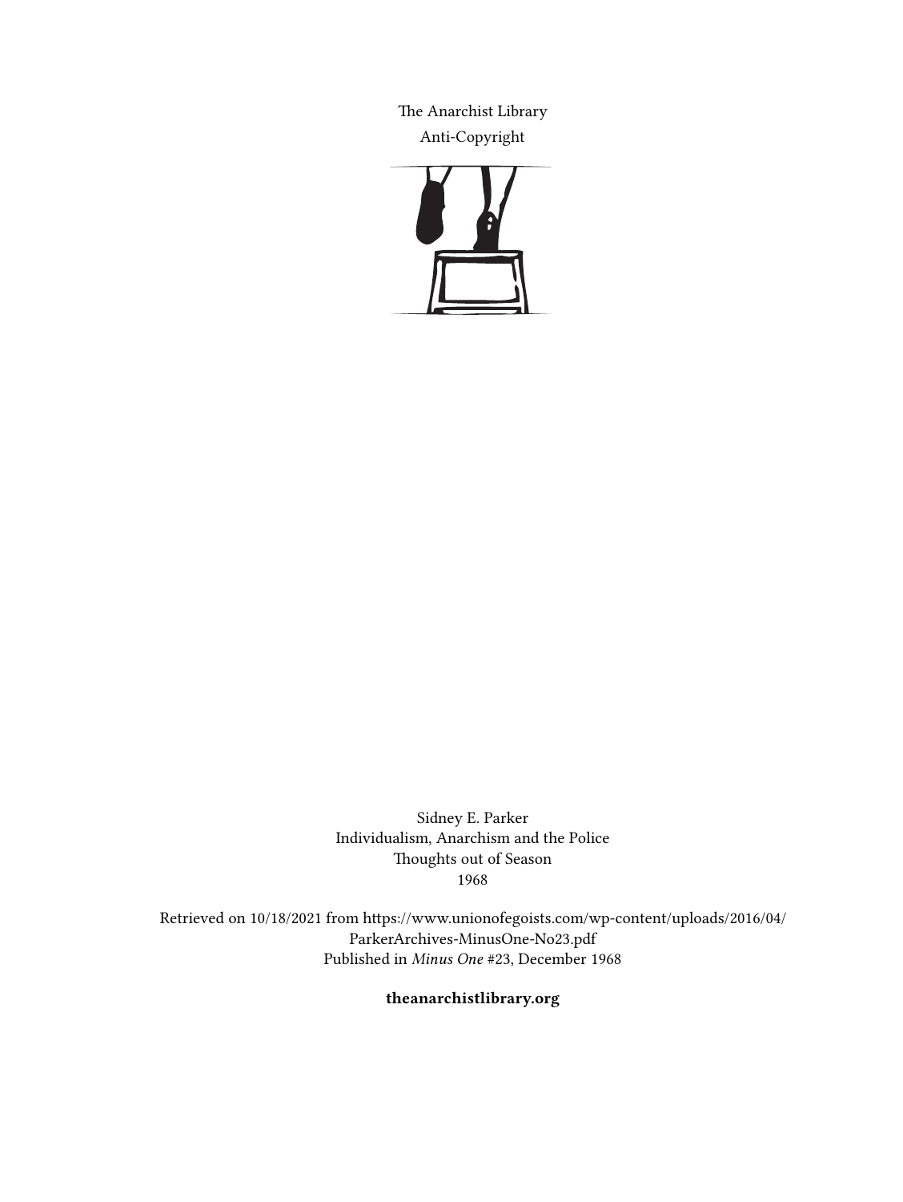The Anarchist Library
Anti-Copyright

Sidney E. Parker
Individualism, Anarchism and the Police
Thoughts out of Season
1968

Retrieved on 10/18/2021 from https://www.unionofegoists.com/wp-content/uploads/2016/04/ParkerArchives-MinusOne-No23.pdf
Published in *Minus One* #23, December 1968

**theanarchistlibrary.org**